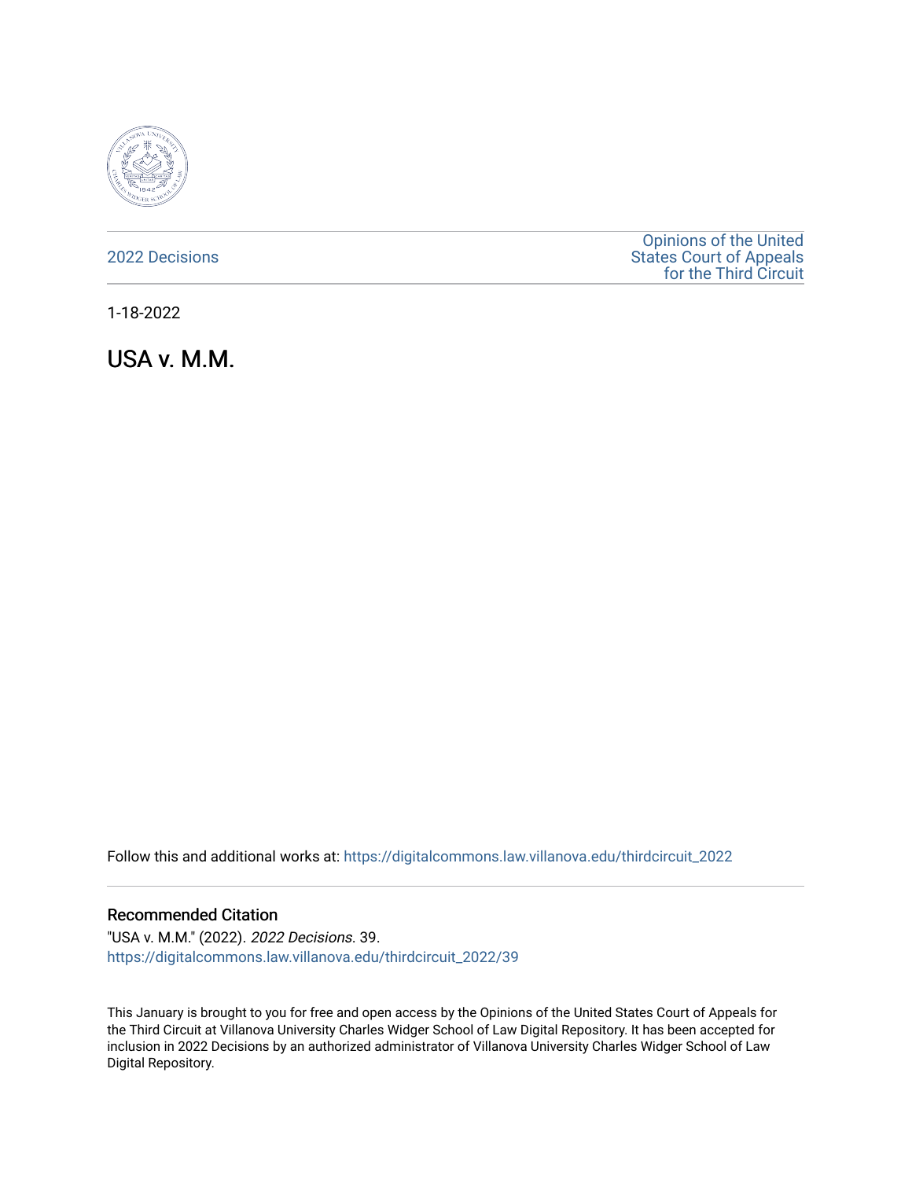2022 Decisions

Opinions of the United States Court of Appeals for the Third Circuit

1-18-2022

# USA v. M.M.

Follow this and additional works at: https://digitalcommons.law.villanova.edu/thirdcircuit_2022

### Recommended Citation

"USA v. M.M." (2022). *2022 Decisions*. 39.
https://digitalcommons.law.villanova.edu/thirdcircuit_2022/39

This January is brought to you for free and open access by the Opinions of the United States Court of Appeals for the Third Circuit at Villanova University Charles Widger School of Law Digital Repository. It has been accepted for inclusion in 2022 Decisions by an authorized administrator of Villanova University Charles Widger School of Law Digital Repository.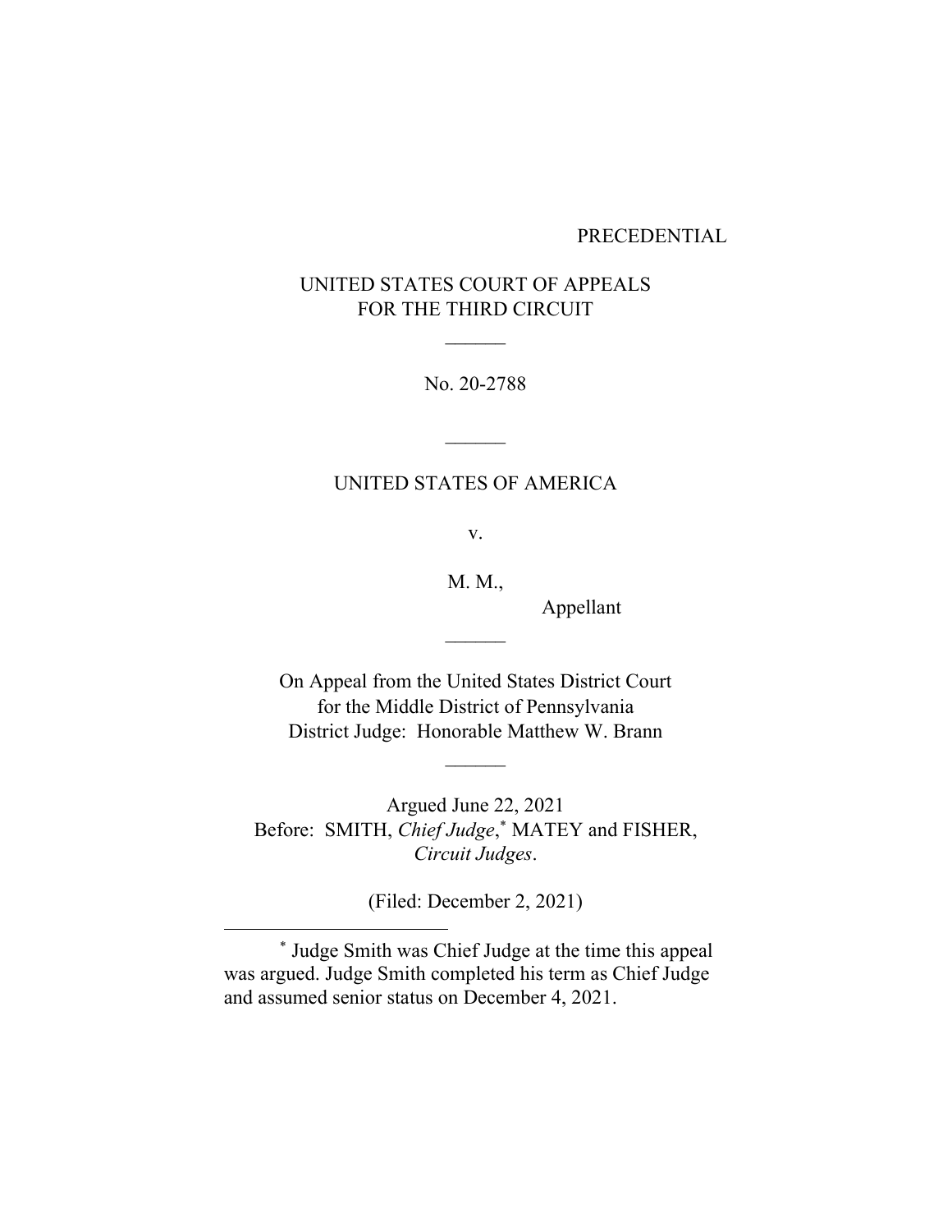PRECEDENTIAL

UNITED STATES COURT OF APPEALS
FOR THE THIRD CIRCUIT

\_\_\_\_\_\_

No. 20-2788

\_\_\_\_\_\_

UNITED STATES OF AMERICA

v.

M. M.,
Appellant

\_\_\_\_\_\_

On Appeal from the United States District Court
for the Middle District of Pennsylvania
District Judge: Honorable Matthew W. Brann

\_\_\_\_\_\_

Argued June 22, 2021
Before: SMITH, *Chief Judge*,[*] MATEY and FISHER, *Circuit Judges*.

(Filed: December 2, 2021)

---

[*] Judge Smith was Chief Judge at the time this appeal was argued. Judge Smith completed his term as Chief Judge and assumed senior status on December 4, 2021.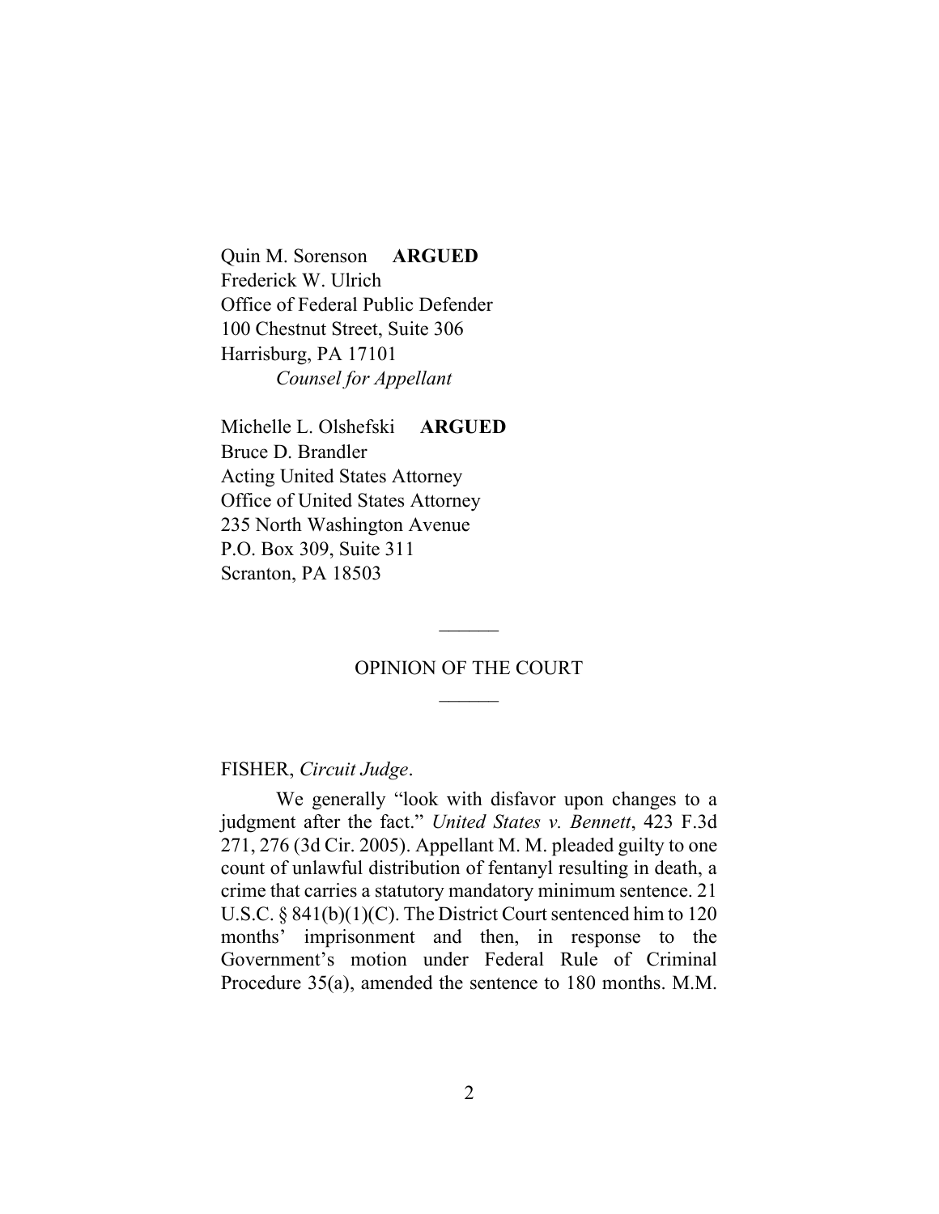Quin M. Sorenson **ARGUED**
Frederick W. Ulrich
Office of Federal Public Defender
100 Chestnut Street, Suite 306
Harrisburg, PA 17101
*Counsel for Appellant*

Michelle L. Olshefski **ARGUED**
Bruce D. Brandler
Acting United States Attorney
Office of United States Attorney
235 North Washington Avenue
P.O. Box 309, Suite 311
Scranton, PA 18503

---

OPINION OF THE COURT

---

FISHER, *Circuit Judge*.

We generally "look with disfavor upon changes to a judgment after the fact." *United States v. Bennett*, 423 F.3d 271, 276 (3d Cir. 2005). Appellant M. M. pleaded guilty to one count of unlawful distribution of fentanyl resulting in death, a crime that carries a statutory mandatory minimum sentence. 21 U.S.C. § 841(b)(1)(C). The District Court sentenced him to 120 months' imprisonment and then, in response to the Government's motion under Federal Rule of Criminal Procedure 35(a), amended the sentence to 180 months. M.M.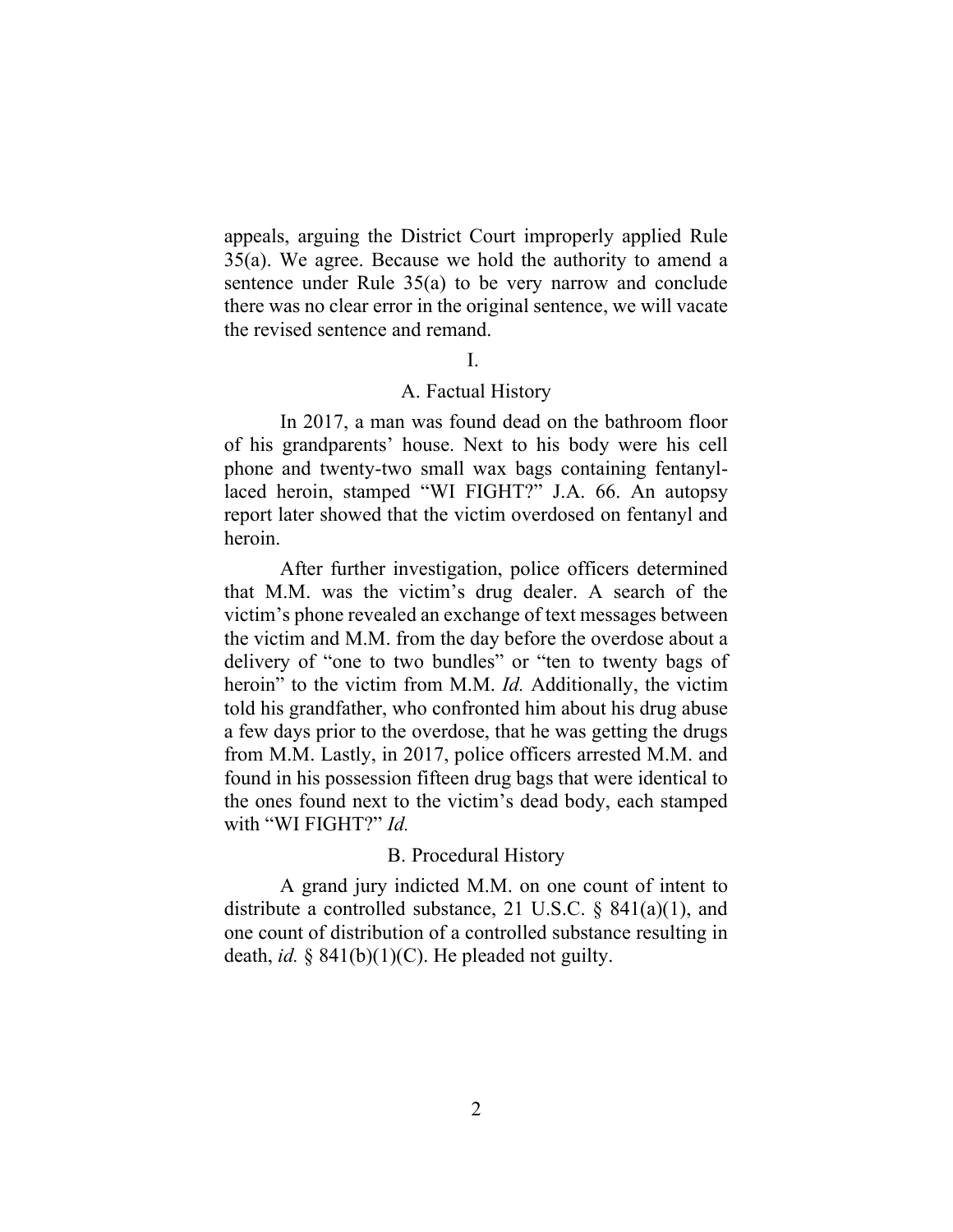appeals, arguing the District Court improperly applied Rule 35(a). We agree. Because we hold the authority to amend a sentence under Rule 35(a) to be very narrow and conclude there was no clear error in the original sentence, we will vacate the revised sentence and remand.

## I.

### A. Factual History

In 2017, a man was found dead on the bathroom floor of his grandparents' house. Next to his body were his cell phone and twenty-two small wax bags containing fentanyl-laced heroin, stamped "WI FIGHT?" J.A. 66. An autopsy report later showed that the victim overdosed on fentanyl and heroin.

After further investigation, police officers determined that M.M. was the victim's drug dealer. A search of the victim's phone revealed an exchange of text messages between the victim and M.M. from the day before the overdose about a delivery of "one to two bundles" or "ten to twenty bags of heroin" to the victim from M.M. *Id.* Additionally, the victim told his grandfather, who confronted him about his drug abuse a few days prior to the overdose, that he was getting the drugs from M.M. Lastly, in 2017, police officers arrested M.M. and found in his possession fifteen drug bags that were identical to the ones found next to the victim's dead body, each stamped with "WI FIGHT?" *Id.*

### B. Procedural History

A grand jury indicted M.M. on one count of intent to distribute a controlled substance, 21 U.S.C. § 841(a)(1), and one count of distribution of a controlled substance resulting in death, *id.* § 841(b)(1)(C). He pleaded not guilty.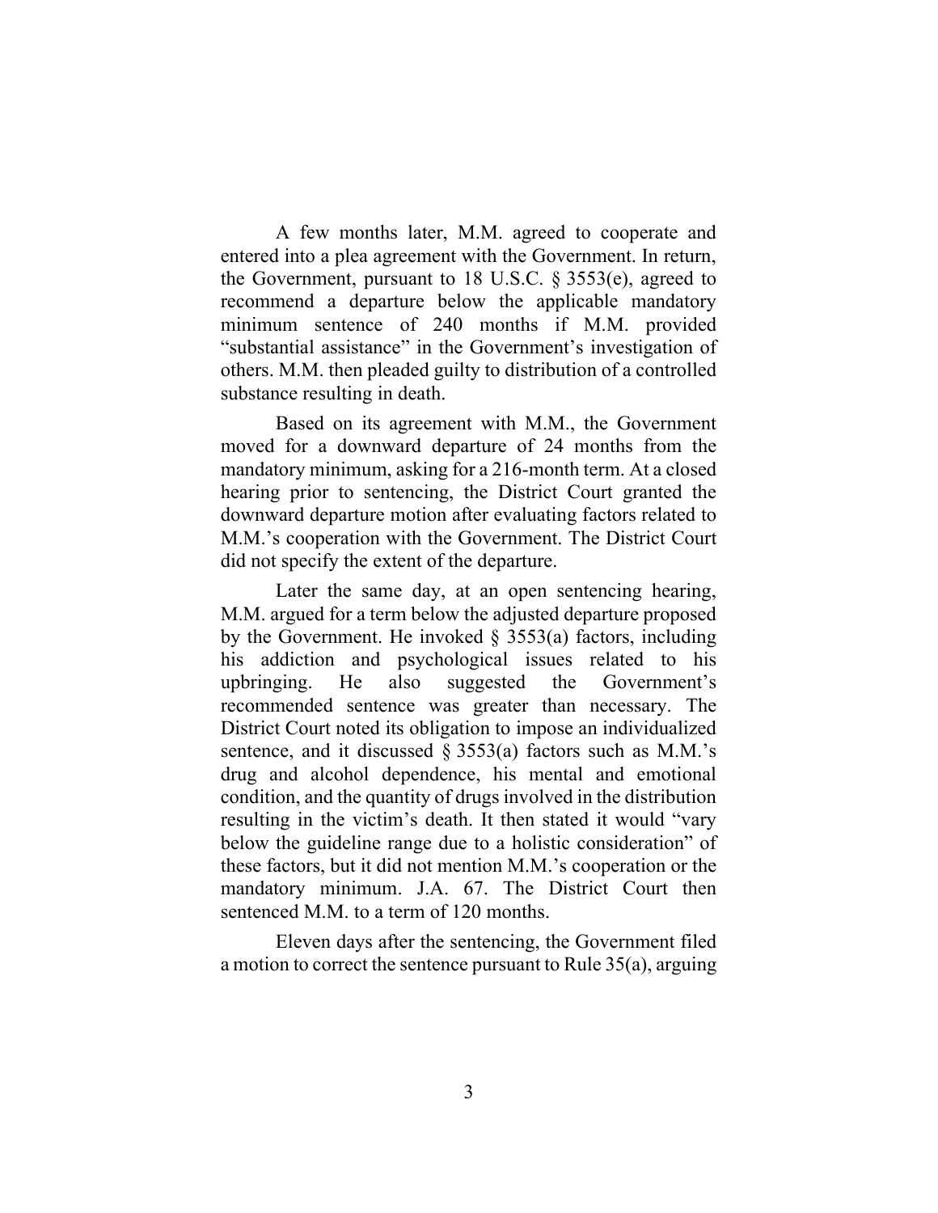A few months later, M.M. agreed to cooperate and entered into a plea agreement with the Government. In return, the Government, pursuant to 18 U.S.C. § 3553(e), agreed to recommend a departure below the applicable mandatory minimum sentence of 240 months if M.M. provided "substantial assistance" in the Government's investigation of others. M.M. then pleaded guilty to distribution of a controlled substance resulting in death.

Based on its agreement with M.M., the Government moved for a downward departure of 24 months from the mandatory minimum, asking for a 216-month term. At a closed hearing prior to sentencing, the District Court granted the downward departure motion after evaluating factors related to M.M.'s cooperation with the Government. The District Court did not specify the extent of the departure.

Later the same day, at an open sentencing hearing, M.M. argued for a term below the adjusted departure proposed by the Government. He invoked § 3553(a) factors, including his addiction and psychological issues related to his upbringing. He also suggested the Government's recommended sentence was greater than necessary. The District Court noted its obligation to impose an individualized sentence, and it discussed § 3553(a) factors such as M.M.'s drug and alcohol dependence, his mental and emotional condition, and the quantity of drugs involved in the distribution resulting in the victim's death. It then stated it would "vary below the guideline range due to a holistic consideration" of these factors, but it did not mention M.M.'s cooperation or the mandatory minimum. J.A. 67. The District Court then sentenced M.M. to a term of 120 months.

Eleven days after the sentencing, the Government filed a motion to correct the sentence pursuant to Rule 35(a), arguing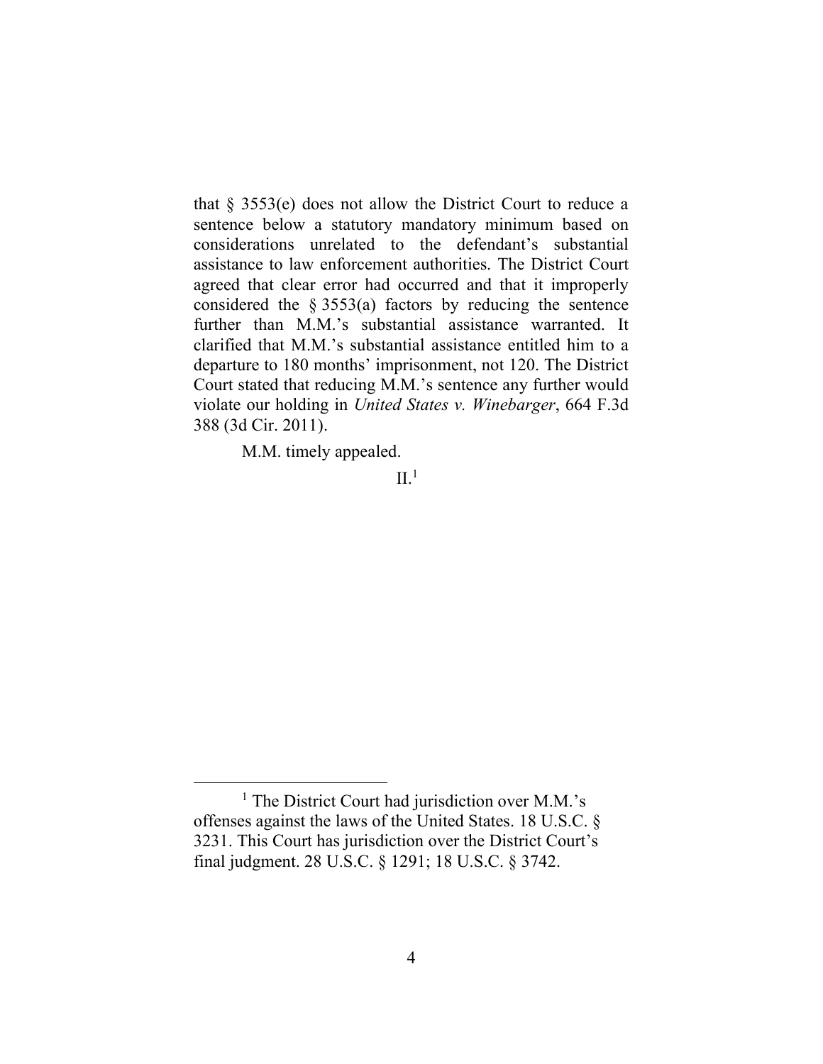that § 3553(e) does not allow the District Court to reduce a sentence below a statutory mandatory minimum based on considerations unrelated to the defendant's substantial assistance to law enforcement authorities. The District Court agreed that clear error had occurred and that it improperly considered the § 3553(a) factors by reducing the sentence further than M.M.'s substantial assistance warranted. It clarified that M.M.'s substantial assistance entitled him to a departure to 180 months' imprisonment, not 120. The District Court stated that reducing M.M.'s sentence any further would violate our holding in *United States v. Winebarger*, 664 F.3d 388 (3d Cir. 2011).

M.M. timely appealed.

## II.[1]

[1] The District Court had jurisdiction over M.M.'s offenses against the laws of the United States. 18 U.S.C. § 3231. This Court has jurisdiction over the District Court's final judgment. 28 U.S.C. § 1291; 18 U.S.C. § 3742.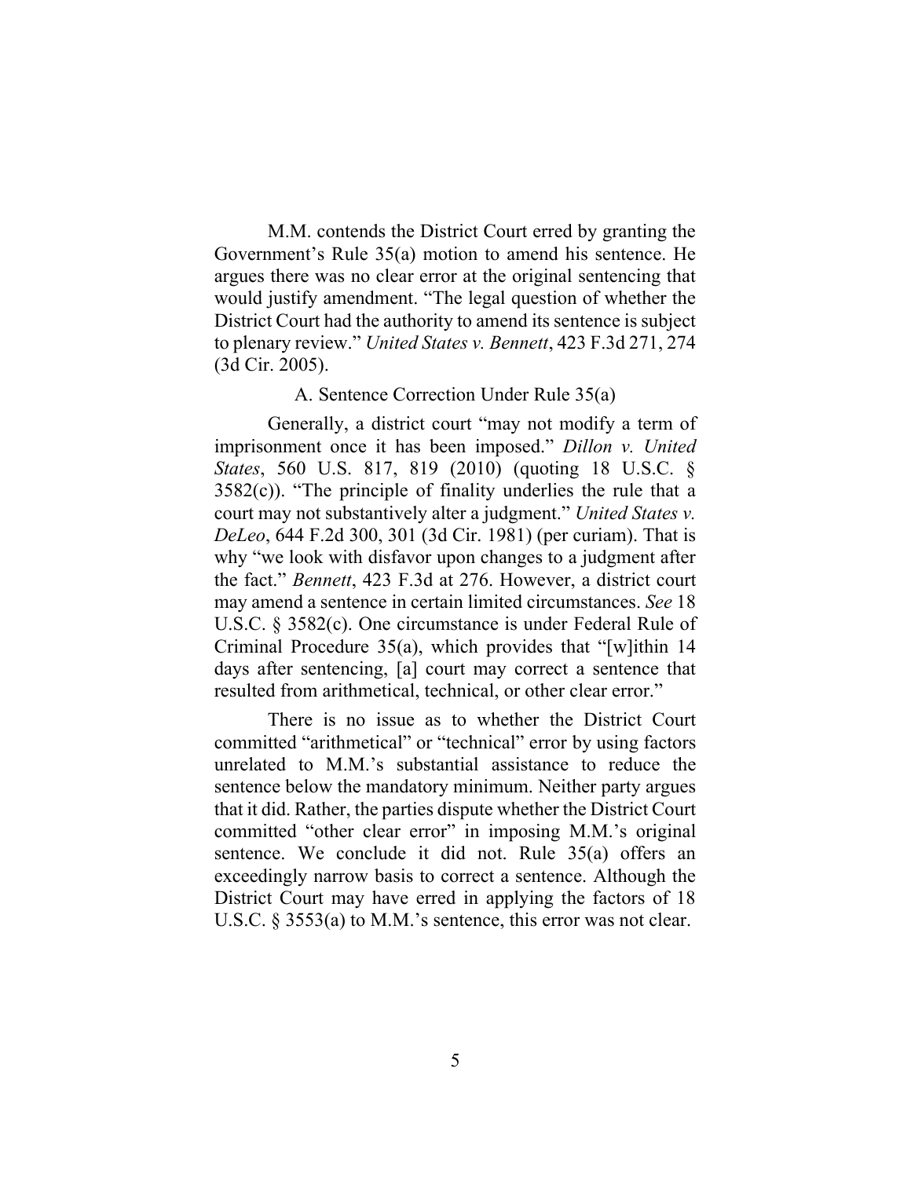M.M. contends the District Court erred by granting the Government's Rule 35(a) motion to amend his sentence. He argues there was no clear error at the original sentencing that would justify amendment. "The legal question of whether the District Court had the authority to amend its sentence is subject to plenary review." *United States v. Bennett*, 423 F.3d 271, 274 (3d Cir. 2005).

A. Sentence Correction Under Rule 35(a)

Generally, a district court "may not modify a term of imprisonment once it has been imposed." *Dillon v. United States*, 560 U.S. 817, 819 (2010) (quoting 18 U.S.C. § 3582(c)). "The principle of finality underlies the rule that a court may not substantively alter a judgment." *United States v. DeLeo*, 644 F.2d 300, 301 (3d Cir. 1981) (per curiam). That is why "we look with disfavor upon changes to a judgment after the fact." *Bennett*, 423 F.3d at 276. However, a district court may amend a sentence in certain limited circumstances. *See* 18 U.S.C. § 3582(c). One circumstance is under Federal Rule of Criminal Procedure 35(a), which provides that "[w]ithin 14 days after sentencing, [a] court may correct a sentence that resulted from arithmetical, technical, or other clear error."

There is no issue as to whether the District Court committed "arithmetical" or "technical" error by using factors unrelated to M.M.'s substantial assistance to reduce the sentence below the mandatory minimum. Neither party argues that it did. Rather, the parties dispute whether the District Court committed "other clear error" in imposing M.M.'s original sentence. We conclude it did not. Rule 35(a) offers an exceedingly narrow basis to correct a sentence. Although the District Court may have erred in applying the factors of 18 U.S.C. § 3553(a) to M.M.'s sentence, this error was not clear.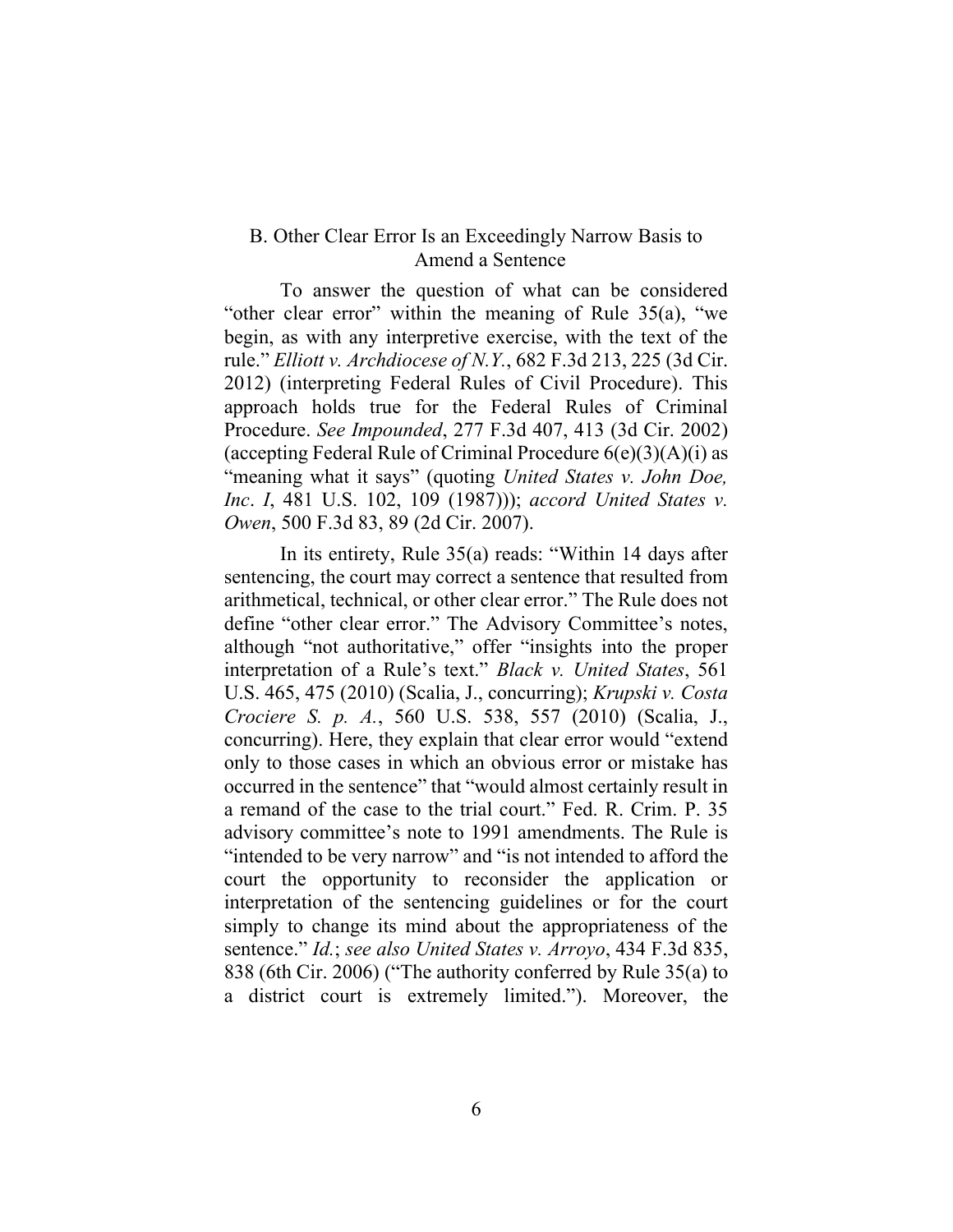### B. Other Clear Error Is an Exceedingly Narrow Basis to Amend a Sentence

To answer the question of what can be considered "other clear error" within the meaning of Rule 35(a), "we begin, as with any interpretive exercise, with the text of the rule." *Elliott v. Archdiocese of N.Y.*, 682 F.3d 213, 225 (3d Cir. 2012) (interpreting Federal Rules of Civil Procedure). This approach holds true for the Federal Rules of Criminal Procedure. *See Impounded*, 277 F.3d 407, 413 (3d Cir. 2002) (accepting Federal Rule of Criminal Procedure 6(e)(3)(A)(i) as "meaning what it says" (quoting *United States v. John Doe, Inc. I*, 481 U.S. 102, 109 (1987))); *accord United States v. Owen*, 500 F.3d 83, 89 (2d Cir. 2007).

In its entirety, Rule 35(a) reads: "Within 14 days after sentencing, the court may correct a sentence that resulted from arithmetical, technical, or other clear error." The Rule does not define "other clear error." The Advisory Committee's notes, although "not authoritative," offer "insights into the proper interpretation of a Rule's text." *Black v. United States*, 561 U.S. 465, 475 (2010) (Scalia, J., concurring); *Krupski v. Costa Crociere S. p. A.*, 560 U.S. 538, 557 (2010) (Scalia, J., concurring). Here, they explain that clear error would "extend only to those cases in which an obvious error or mistake has occurred in the sentence" that "would almost certainly result in a remand of the case to the trial court." Fed. R. Crim. P. 35 advisory committee's note to 1991 amendments. The Rule is "intended to be very narrow" and "is not intended to afford the court the opportunity to reconsider the application or interpretation of the sentencing guidelines or for the court simply to change its mind about the appropriateness of the sentence." *Id.*; *see also United States v. Arroyo*, 434 F.3d 835, 838 (6th Cir. 2006) ("The authority conferred by Rule 35(a) to a district court is extremely limited."). Moreover, the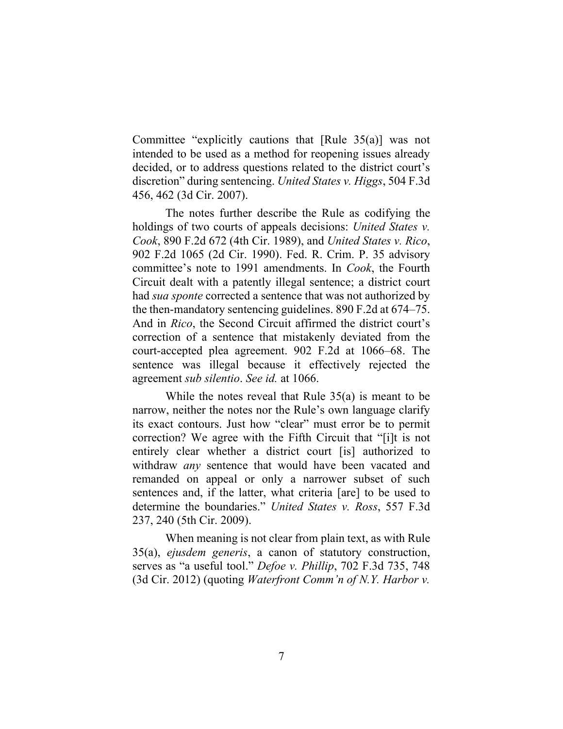Committee "explicitly cautions that [Rule 35(a)] was not intended to be used as a method for reopening issues already decided, or to address questions related to the district court's discretion" during sentencing. *United States v. Higgs*, 504 F.3d 456, 462 (3d Cir. 2007).

The notes further describe the Rule as codifying the holdings of two courts of appeals decisions: *United States v. Cook*, 890 F.2d 672 (4th Cir. 1989), and *United States v. Rico*, 902 F.2d 1065 (2d Cir. 1990). Fed. R. Crim. P. 35 advisory committee's note to 1991 amendments. In *Cook*, the Fourth Circuit dealt with a patently illegal sentence; a district court had *sua sponte* corrected a sentence that was not authorized by the then-mandatory sentencing guidelines. 890 F.2d at 674–75. And in *Rico*, the Second Circuit affirmed the district court's correction of a sentence that mistakenly deviated from the court-accepted plea agreement. 902 F.2d at 1066–68. The sentence was illegal because it effectively rejected the agreement *sub silentio*. *See id.* at 1066.

While the notes reveal that Rule 35(a) is meant to be narrow, neither the notes nor the Rule's own language clarify its exact contours. Just how "clear" must error be to permit correction? We agree with the Fifth Circuit that "[i]t is not entirely clear whether a district court [is] authorized to withdraw *any* sentence that would have been vacated and remanded on appeal or only a narrower subset of such sentences and, if the latter, what criteria [are] to be used to determine the boundaries." *United States v. Ross*, 557 F.3d 237, 240 (5th Cir. 2009).

When meaning is not clear from plain text, as with Rule 35(a), *ejusdem generis*, a canon of statutory construction, serves as "a useful tool." *Defoe v. Phillip*, 702 F.3d 735, 748 (3d Cir. 2012) (quoting *Waterfront Comm'n of N.Y. Harbor v.*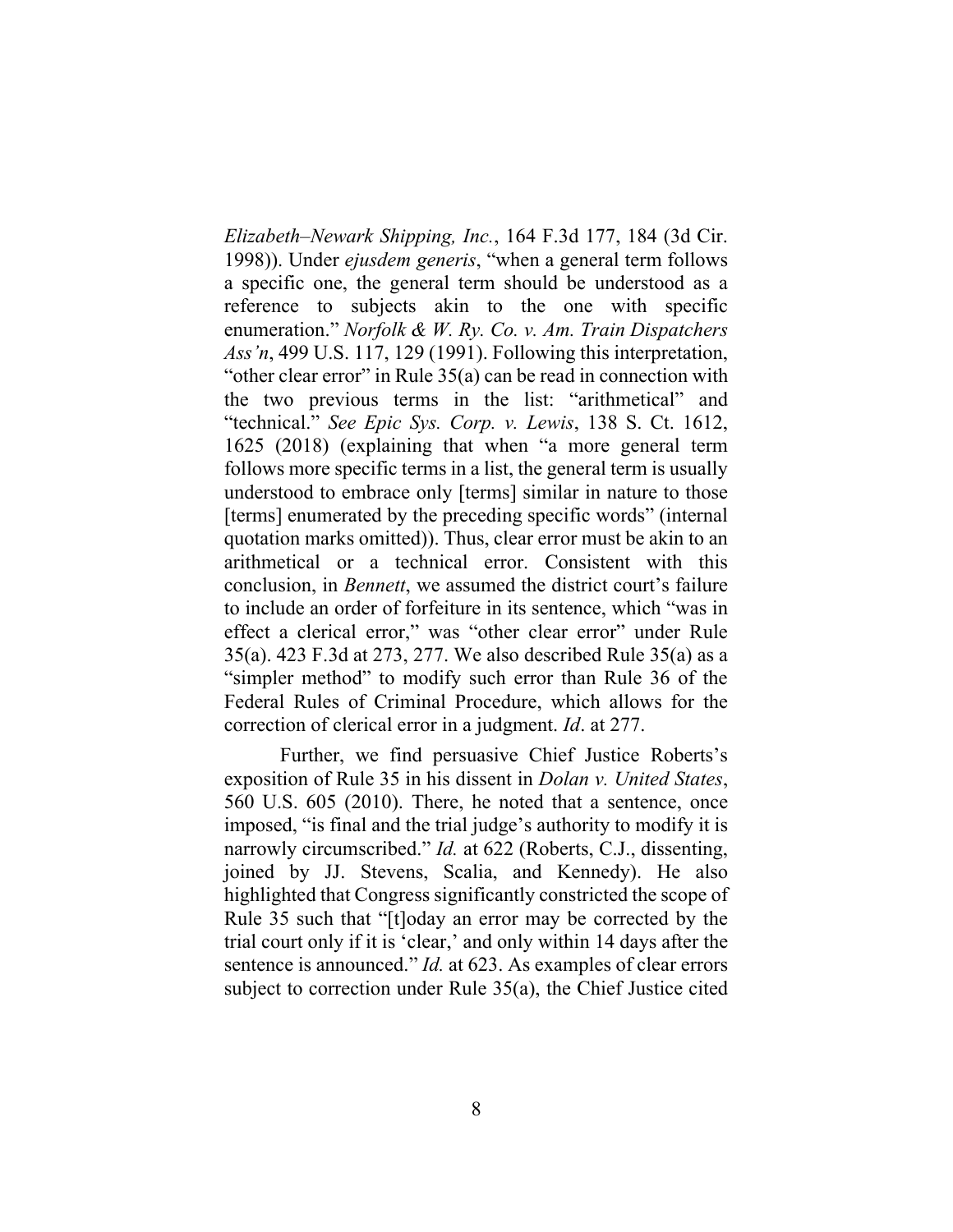*Elizabeth–Newark Shipping, Inc.*, 164 F.3d 177, 184 (3d Cir. 1998)). Under *ejusdem generis*, "when a general term follows a specific one, the general term should be understood as a reference to subjects akin to the one with specific enumeration." *Norfolk & W. Ry. Co. v. Am. Train Dispatchers Ass'n*, 499 U.S. 117, 129 (1991). Following this interpretation, "other clear error" in Rule 35(a) can be read in connection with the two previous terms in the list: "arithmetical" and "technical." *See Epic Sys. Corp. v. Lewis*, 138 S. Ct. 1612, 1625 (2018) (explaining that when "a more general term follows more specific terms in a list, the general term is usually understood to embrace only [terms] similar in nature to those [terms] enumerated by the preceding specific words" (internal quotation marks omitted)). Thus, clear error must be akin to an arithmetical or a technical error. Consistent with this conclusion, in *Bennett*, we assumed the district court's failure to include an order of forfeiture in its sentence, which "was in effect a clerical error," was "other clear error" under Rule 35(a). 423 F.3d at 273, 277. We also described Rule 35(a) as a "simpler method" to modify such error than Rule 36 of the Federal Rules of Criminal Procedure, which allows for the correction of clerical error in a judgment. *Id*. at 277.

Further, we find persuasive Chief Justice Roberts's exposition of Rule 35 in his dissent in *Dolan v. United States*, 560 U.S. 605 (2010). There, he noted that a sentence, once imposed, "is final and the trial judge's authority to modify it is narrowly circumscribed." *Id.* at 622 (Roberts, C.J., dissenting, joined by JJ. Stevens, Scalia, and Kennedy). He also highlighted that Congress significantly constricted the scope of Rule 35 such that "[t]oday an error may be corrected by the trial court only if it is 'clear,' and only within 14 days after the sentence is announced." *Id.* at 623. As examples of clear errors subject to correction under Rule 35(a), the Chief Justice cited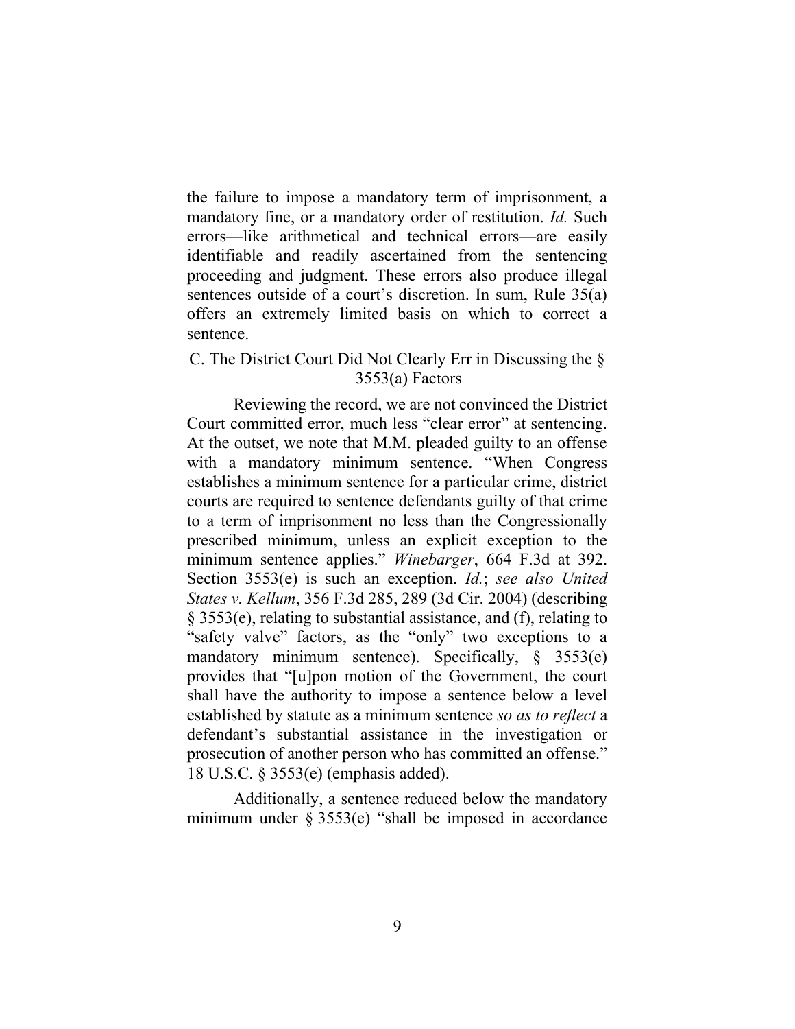the failure to impose a mandatory term of imprisonment, a mandatory fine, or a mandatory order of restitution. *Id.* Such errors—like arithmetical and technical errors—are easily identifiable and readily ascertained from the sentencing proceeding and judgment. These errors also produce illegal sentences outside of a court's discretion. In sum, Rule 35(a) offers an extremely limited basis on which to correct a sentence.

### C. The District Court Did Not Clearly Err in Discussing the § 3553(a) Factors

Reviewing the record, we are not convinced the District Court committed error, much less "clear error" at sentencing. At the outset, we note that M.M. pleaded guilty to an offense with a mandatory minimum sentence. "When Congress establishes a minimum sentence for a particular crime, district courts are required to sentence defendants guilty of that crime to a term of imprisonment no less than the Congressionally prescribed minimum, unless an explicit exception to the minimum sentence applies." *Winebarger*, 664 F.3d at 392. Section 3553(e) is such an exception. *Id.*; *see also United States v. Kellum*, 356 F.3d 285, 289 (3d Cir. 2004) (describing § 3553(e), relating to substantial assistance, and (f), relating to "safety valve" factors, as the "only" two exceptions to a mandatory minimum sentence). Specifically, § 3553(e) provides that "[u]pon motion of the Government, the court shall have the authority to impose a sentence below a level established by statute as a minimum sentence *so as to reflect* a defendant's substantial assistance in the investigation or prosecution of another person who has committed an offense." 18 U.S.C. § 3553(e) (emphasis added).

Additionally, a sentence reduced below the mandatory minimum under § 3553(e) "shall be imposed in accordance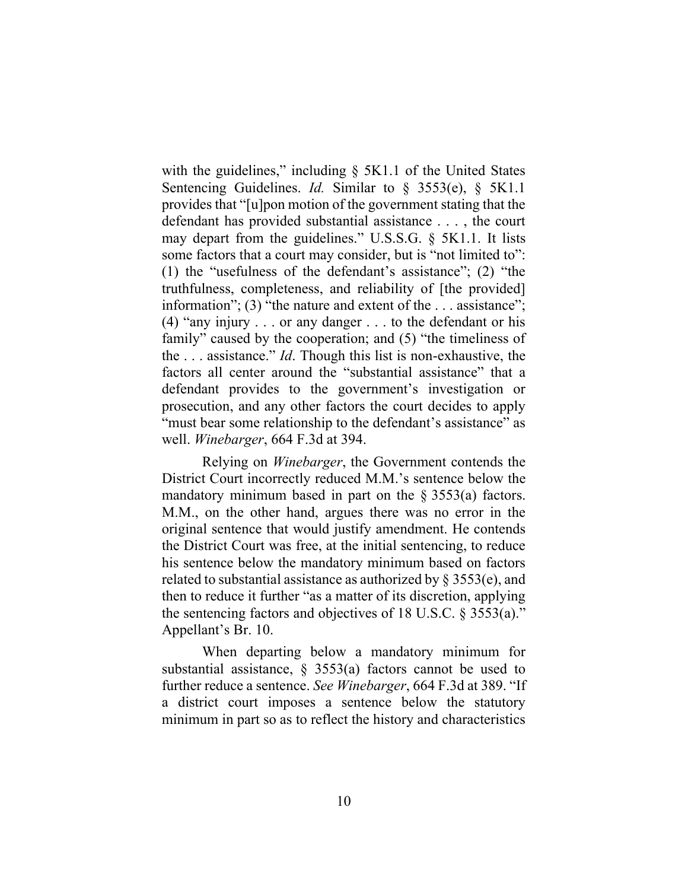with the guidelines," including § 5K1.1 of the United States Sentencing Guidelines. *Id.* Similar to § 3553(e), § 5K1.1 provides that "[u]pon motion of the government stating that the defendant has provided substantial assistance . . . , the court may depart from the guidelines." U.S.S.G. § 5K1.1. It lists some factors that a court may consider, but is "not limited to": (1) the "usefulness of the defendant's assistance"; (2) "the truthfulness, completeness, and reliability of [the provided] information"; (3) "the nature and extent of the . . . assistance"; (4) "any injury . . . or any danger . . . to the defendant or his family" caused by the cooperation; and (5) "the timeliness of the . . . assistance." *Id*. Though this list is non-exhaustive, the factors all center around the "substantial assistance" that a defendant provides to the government's investigation or prosecution, and any other factors the court decides to apply "must bear some relationship to the defendant's assistance" as well. *Winebarger*, 664 F.3d at 394.

Relying on *Winebarger*, the Government contends the District Court incorrectly reduced M.M.'s sentence below the mandatory minimum based in part on the § 3553(a) factors. M.M., on the other hand, argues there was no error in the original sentence that would justify amendment. He contends the District Court was free, at the initial sentencing, to reduce his sentence below the mandatory minimum based on factors related to substantial assistance as authorized by § 3553(e), and then to reduce it further "as a matter of its discretion, applying the sentencing factors and objectives of 18 U.S.C. § 3553(a)." Appellant's Br. 10.

When departing below a mandatory minimum for substantial assistance, § 3553(a) factors cannot be used to further reduce a sentence. *See Winebarger*, 664 F.3d at 389. "If a district court imposes a sentence below the statutory minimum in part so as to reflect the history and characteristics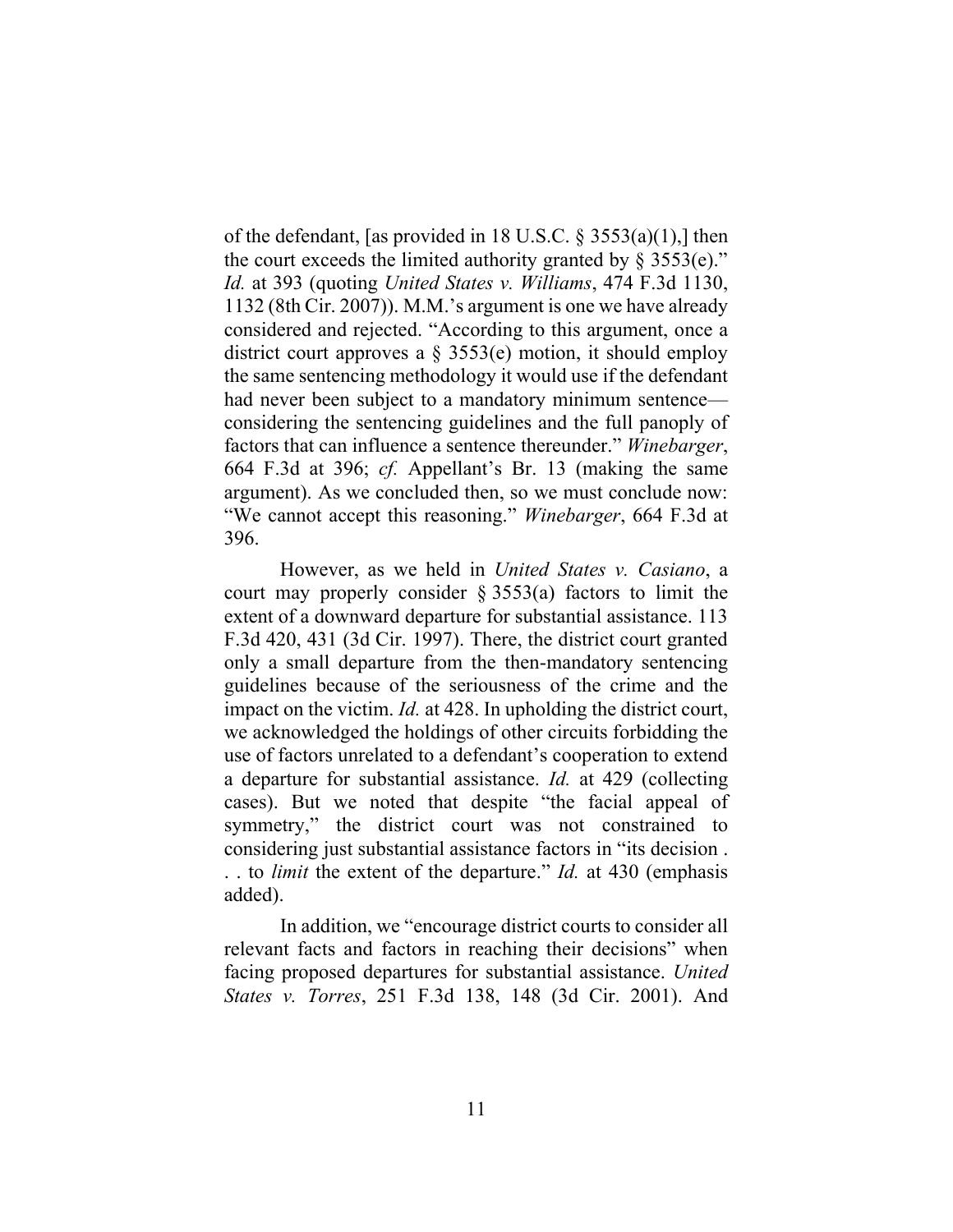of the defendant, [as provided in 18 U.S.C. § 3553(a)(1),] then the court exceeds the limited authority granted by § 3553(e)." *Id.* at 393 (quoting *United States v. Williams*, 474 F.3d 1130, 1132 (8th Cir. 2007)). M.M.'s argument is one we have already considered and rejected. "According to this argument, once a district court approves a § 3553(e) motion, it should employ the same sentencing methodology it would use if the defendant had never been subject to a mandatory minimum sentence—considering the sentencing guidelines and the full panoply of factors that can influence a sentence thereunder." *Winebarger*, 664 F.3d at 396; *cf.* Appellant's Br. 13 (making the same argument). As we concluded then, so we must conclude now: "We cannot accept this reasoning." *Winebarger*, 664 F.3d at 396.

However, as we held in *United States v. Casiano*, a court may properly consider § 3553(a) factors to limit the extent of a downward departure for substantial assistance. 113 F.3d 420, 431 (3d Cir. 1997). There, the district court granted only a small departure from the then-mandatory sentencing guidelines because of the seriousness of the crime and the impact on the victim. *Id.* at 428. In upholding the district court, we acknowledged the holdings of other circuits forbidding the use of factors unrelated to a defendant's cooperation to extend a departure for substantial assistance. *Id.* at 429 (collecting cases). But we noted that despite "the facial appeal of symmetry," the district court was not constrained to considering just substantial assistance factors in "its decision . . . to *limit* the extent of the departure." *Id.* at 430 (emphasis added).

In addition, we "encourage district courts to consider all relevant facts and factors in reaching their decisions" when facing proposed departures for substantial assistance. *United States v. Torres*, 251 F.3d 138, 148 (3d Cir. 2001). And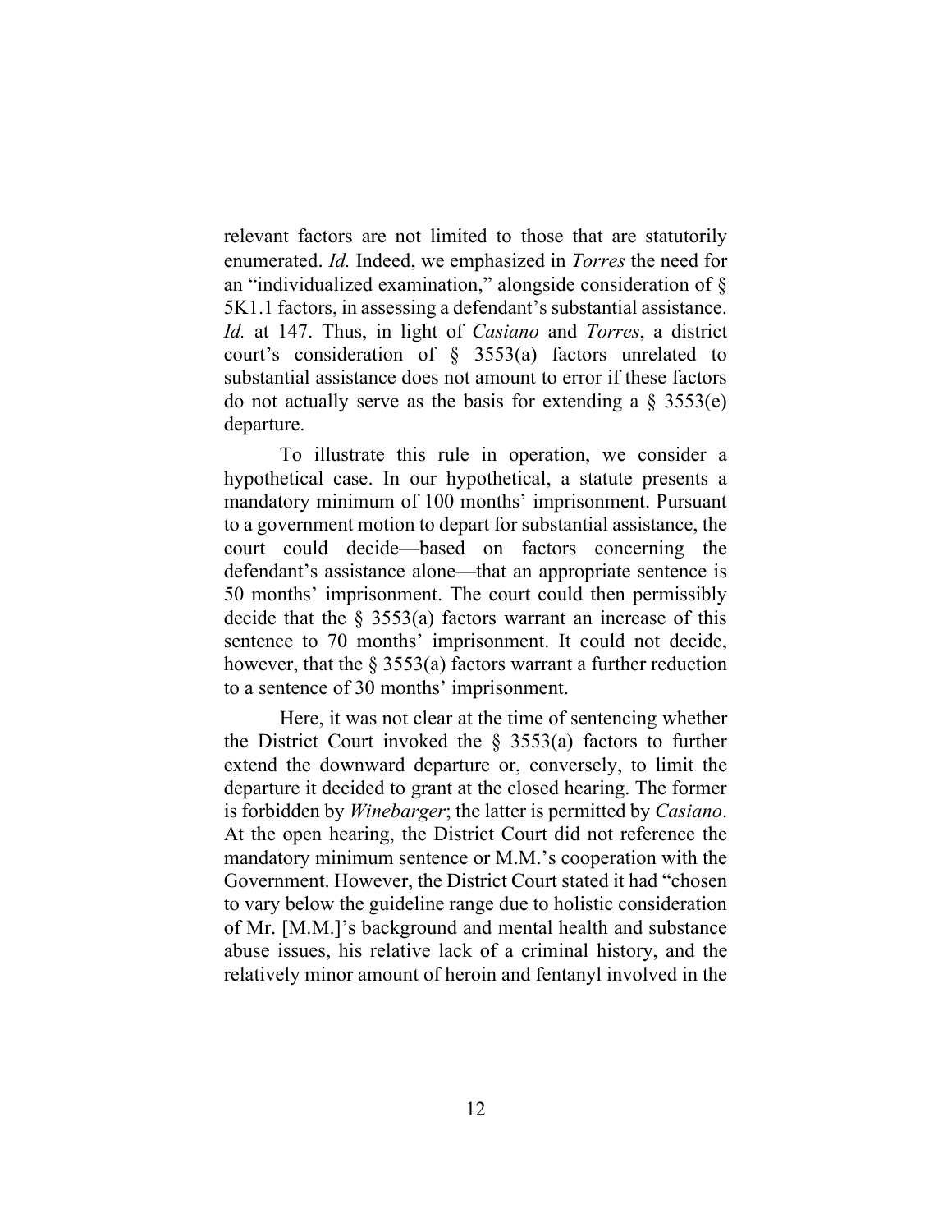relevant factors are not limited to those that are statutorily enumerated. *Id.* Indeed, we emphasized in *Torres* the need for an "individualized examination," alongside consideration of § 5K1.1 factors, in assessing a defendant's substantial assistance. *Id.* at 147. Thus, in light of *Casiano* and *Torres*, a district court's consideration of § 3553(a) factors unrelated to substantial assistance does not amount to error if these factors do not actually serve as the basis for extending a § 3553(e) departure.

To illustrate this rule in operation, we consider a hypothetical case. In our hypothetical, a statute presents a mandatory minimum of 100 months' imprisonment. Pursuant to a government motion to depart for substantial assistance, the court could decide—based on factors concerning the defendant's assistance alone—that an appropriate sentence is 50 months' imprisonment. The court could then permissibly decide that the § 3553(a) factors warrant an increase of this sentence to 70 months' imprisonment. It could not decide, however, that the § 3553(a) factors warrant a further reduction to a sentence of 30 months' imprisonment.

Here, it was not clear at the time of sentencing whether the District Court invoked the § 3553(a) factors to further extend the downward departure or, conversely, to limit the departure it decided to grant at the closed hearing. The former is forbidden by *Winebarger*; the latter is permitted by *Casiano*. At the open hearing, the District Court did not reference the mandatory minimum sentence or M.M.'s cooperation with the Government. However, the District Court stated it had "chosen to vary below the guideline range due to holistic consideration of Mr. [M.M.]'s background and mental health and substance abuse issues, his relative lack of a criminal history, and the relatively minor amount of heroin and fentanyl involved in the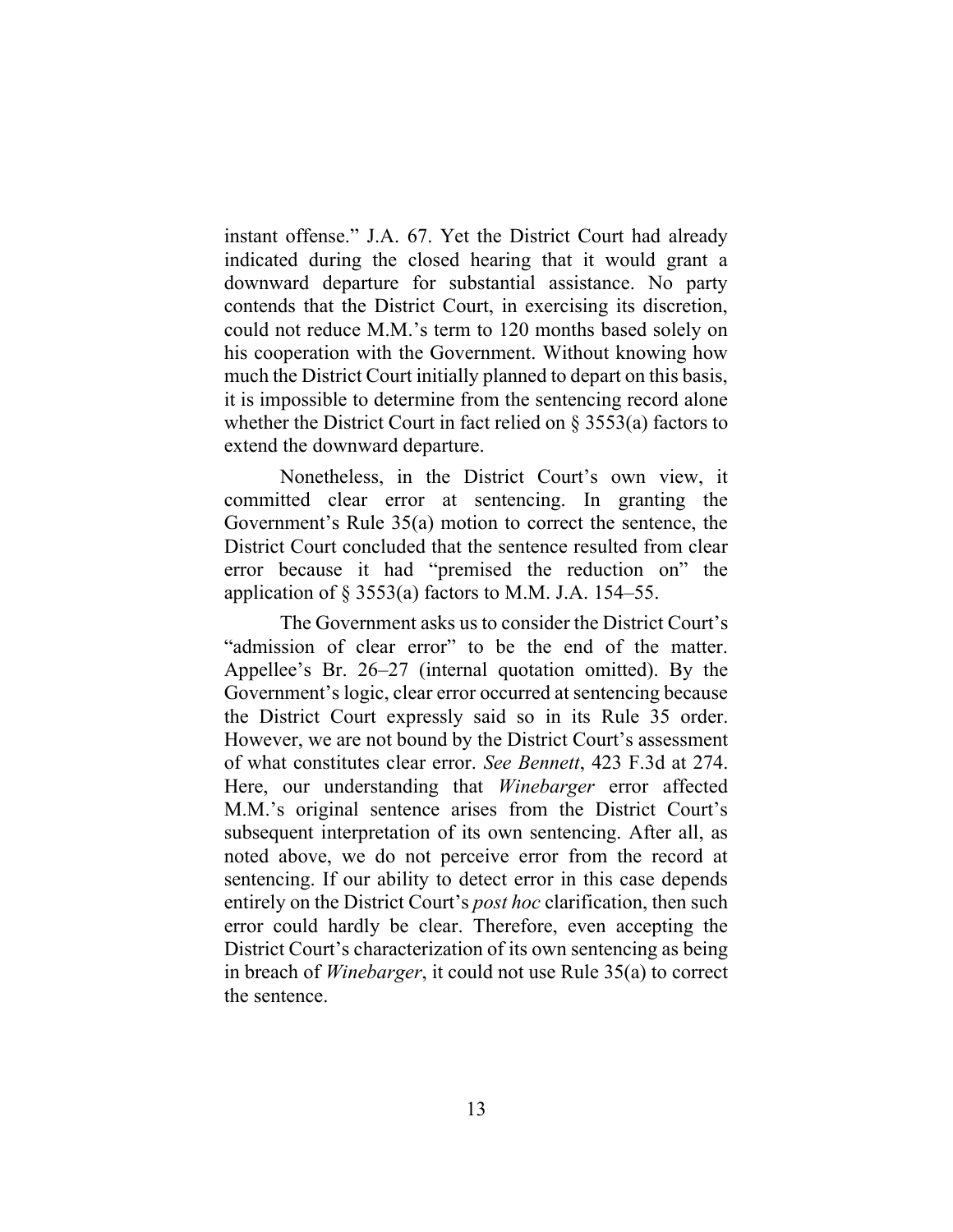instant offense." J.A. 67. Yet the District Court had already indicated during the closed hearing that it would grant a downward departure for substantial assistance. No party contends that the District Court, in exercising its discretion, could not reduce M.M.'s term to 120 months based solely on his cooperation with the Government. Without knowing how much the District Court initially planned to depart on this basis, it is impossible to determine from the sentencing record alone whether the District Court in fact relied on § 3553(a) factors to extend the downward departure.

Nonetheless, in the District Court's own view, it committed clear error at sentencing. In granting the Government's Rule 35(a) motion to correct the sentence, the District Court concluded that the sentence resulted from clear error because it had "premised the reduction on" the application of § 3553(a) factors to M.M. J.A. 154–55.

The Government asks us to consider the District Court's "admission of clear error" to be the end of the matter. Appellee's Br. 26–27 (internal quotation omitted). By the Government's logic, clear error occurred at sentencing because the District Court expressly said so in its Rule 35 order. However, we are not bound by the District Court's assessment of what constitutes clear error. *See Bennett*, 423 F.3d at 274. Here, our understanding that *Winebarger* error affected M.M.'s original sentence arises from the District Court's subsequent interpretation of its own sentencing. After all, as noted above, we do not perceive error from the record at sentencing. If our ability to detect error in this case depends entirely on the District Court's *post hoc* clarification, then such error could hardly be clear. Therefore, even accepting the District Court's characterization of its own sentencing as being in breach of *Winebarger*, it could not use Rule 35(a) to correct the sentence.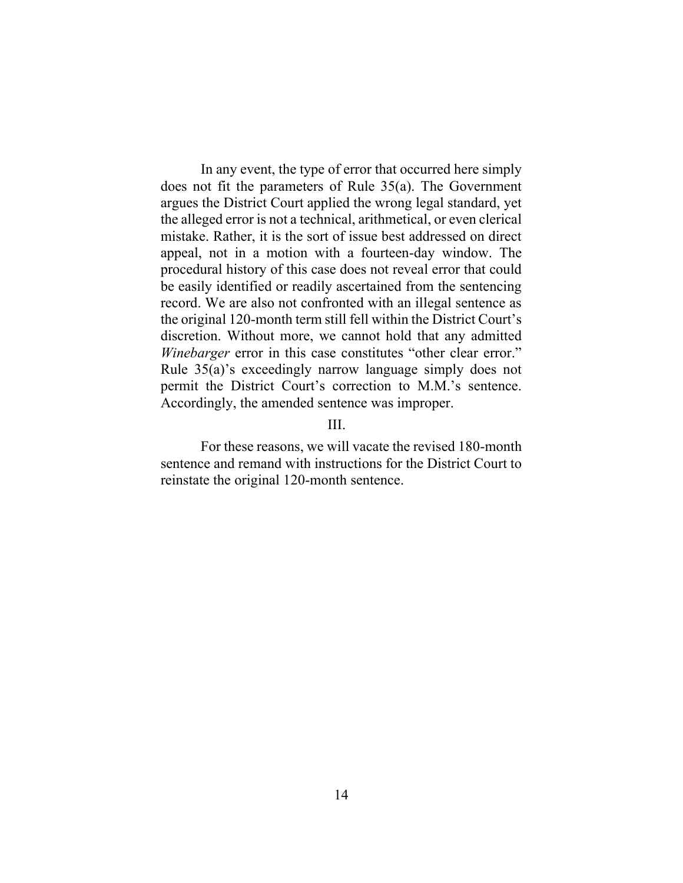In any event, the type of error that occurred here simply does not fit the parameters of Rule 35(a). The Government argues the District Court applied the wrong legal standard, yet the alleged error is not a technical, arithmetical, or even clerical mistake. Rather, it is the sort of issue best addressed on direct appeal, not in a motion with a fourteen-day window. The procedural history of this case does not reveal error that could be easily identified or readily ascertained from the sentencing record. We are also not confronted with an illegal sentence as the original 120-month term still fell within the District Court's discretion. Without more, we cannot hold that any admitted *Winebarger* error in this case constitutes "other clear error." Rule 35(a)'s exceedingly narrow language simply does not permit the District Court's correction to M.M.'s sentence. Accordingly, the amended sentence was improper.

## III.

For these reasons, we will vacate the revised 180-month sentence and remand with instructions for the District Court to reinstate the original 120-month sentence.